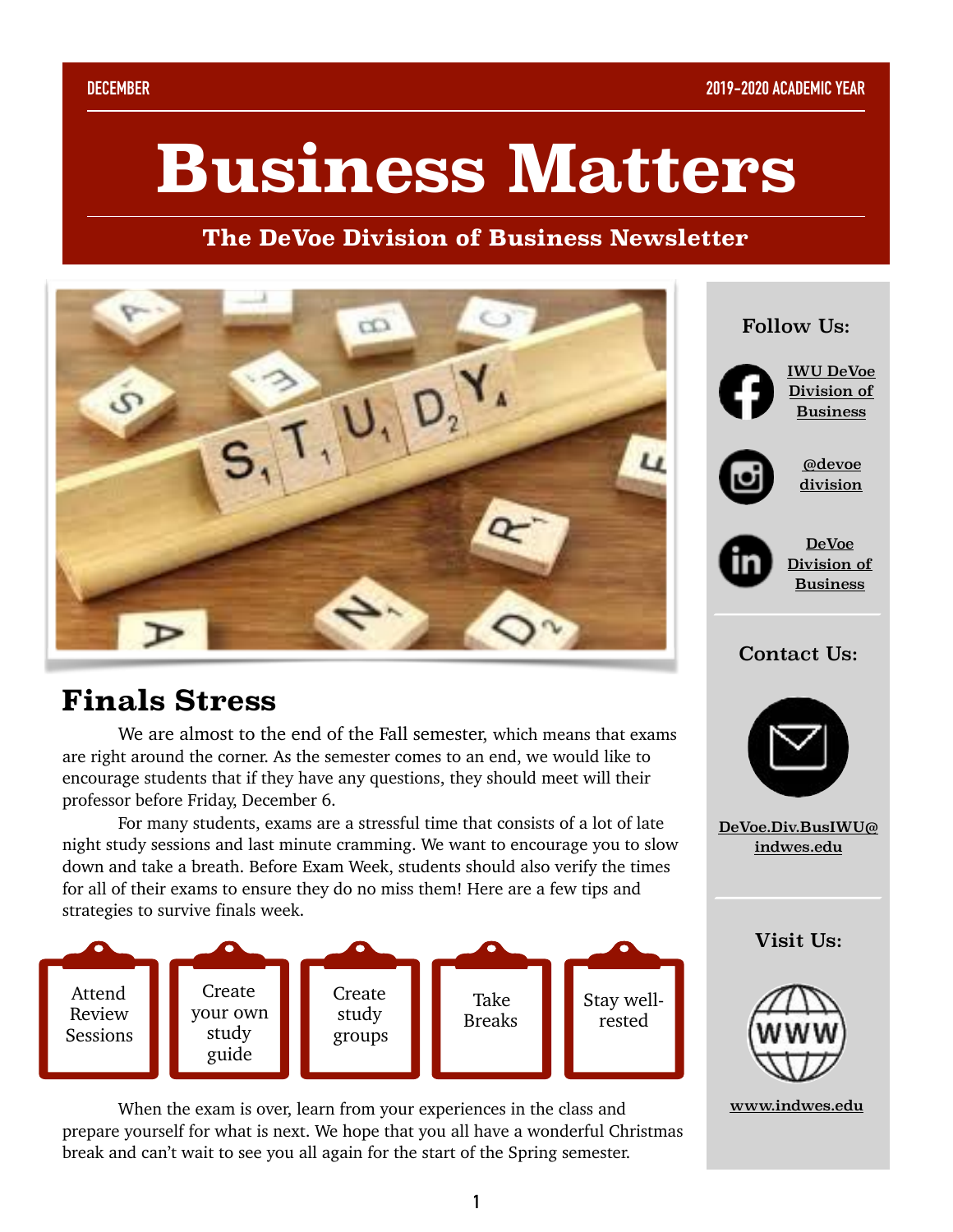DECEMBER

2019-2020 ACADEMIC YEAR

# Business Matters

**The DeVoe Division of Business Newsletter**

## Finals Stress

We are almost to the end of the Fall semester, which means that exams are right around the corner. As the semester comes to an end, we would like to encourage students that if they have any questions, they should meet will their professor before Friday, December 6.

For many students, exams are a stressful time that consists of a lot of late night study sessions and last minute cramming. We want to encourage you to slow down and take a breath. Before Exam Week, students should also verify the times for all of their exams to ensure they do no miss them! Here are a few tips and strategies to survive finals week.

- Attend Review Sessions
- Create your own study guide
- Create study groups
- Take Breaks
- Stay well-rested

When the exam is over, learn from your experiences in the class and prepare yourself for what is next. We hope that you all have a wonderful Christmas break and can't wait to see you all again for the start of the Spring semester.

**Follow Us:**

IWU DeVoe Division of Business

@devoe division

DeVoe Division of Business

**Contact Us:**

DeVoe.Div.BusIWU@indwes.edu

**Visit Us:**

www.indwes.edu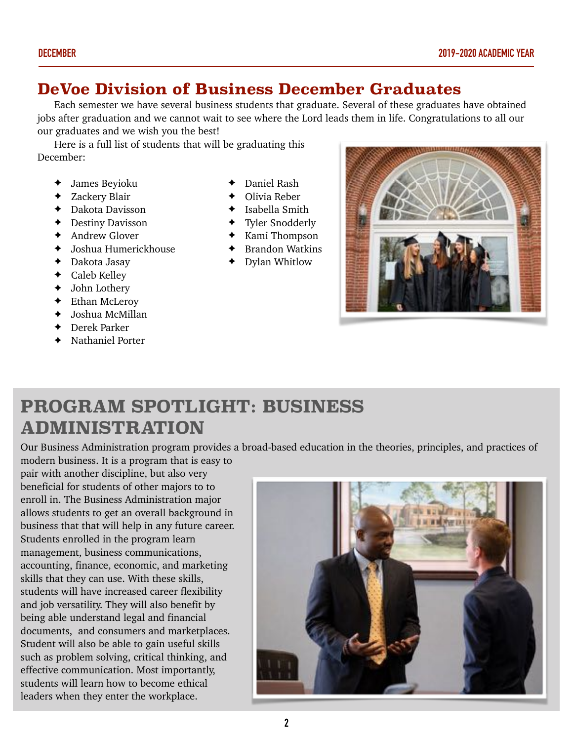## DeVoe Division of Business December Graduates

Each semester we have several business students that graduate. Several of these graduates have obtained jobs after graduation and we cannot wait to see where the Lord leads them in life. Congratulations to all our our graduates and we wish you the best!

Here is a full list of students that will be graduating this December:

- James Beyioku
- Zackery Blair
- Dakota Davisson
- Destiny Davisson
- Andrew Glover
- Joshua Humerickhouse
- Dakota Jasay
- Caleb Kelley
- John Lothery
- Ethan McLeroy
- Joshua McMillan
- Derek Parker
- Nathaniel Porter
- Daniel Rash
- Olivia Reber
- Isabella Smith
- Tyler Snodderly
- Kami Thompson
- Brandon Watkins
- Dylan Whitlow

## PROGRAM SPOTLIGHT: BUSINESS ADMINISTRATION

Our Business Administration program provides a broad-based education in the theories, principles, and practices of modern business. It is a program that is easy to pair with another discipline, but also very beneficial for students of other majors to to enroll in. The Business Administration major allows students to get an overall background in business that that will help in any future career. Students enrolled in the program learn management, business communications, accounting, finance, economic, and marketing skills that they can use. With these skills, students will have increased career flexibility and job versatility. They will also benefit by being able understand legal and financial documents, and consumers and marketplaces. Student will also be able to gain useful skills such as problem solving, critical thinking, and effective communication. Most importantly, students will learn how to become ethical leaders when they enter the workplace.